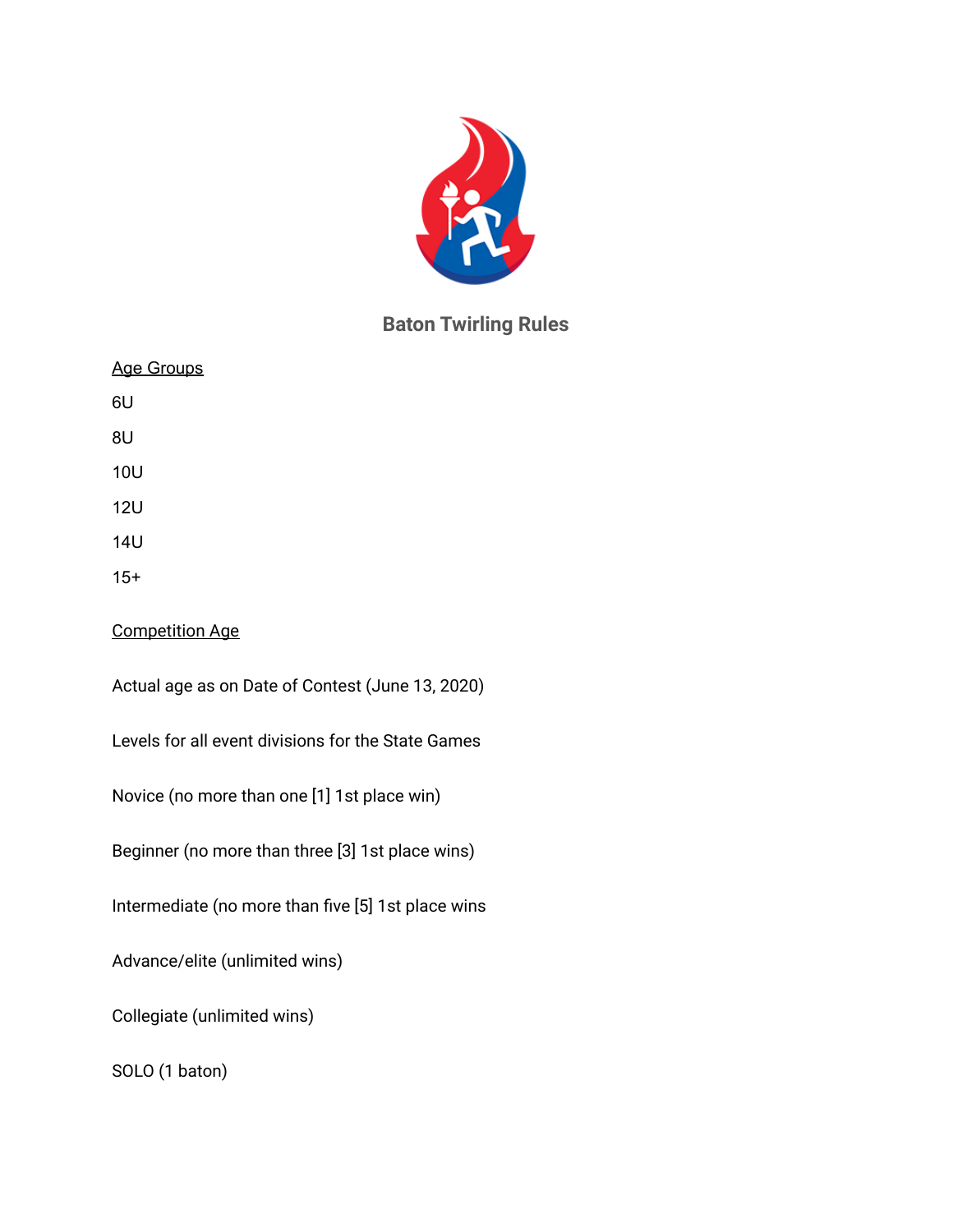# Baton Twirling Rules

<u>Age Groups</u>

6U

8U

10U

12U

14U

15+

<u>Competition Age</u>

Actual age as on Date of Contest (June 13, 2020)

Levels for all event divisions for the State Games

Novice (no more than one [1] 1st place win)

Beginner (no more than three [3] 1st place wins)

Intermediate (no more than five [5] 1st place wins

Advance/elite (unlimited wins)

Collegiate (unlimited wins)

SOLO (1 baton)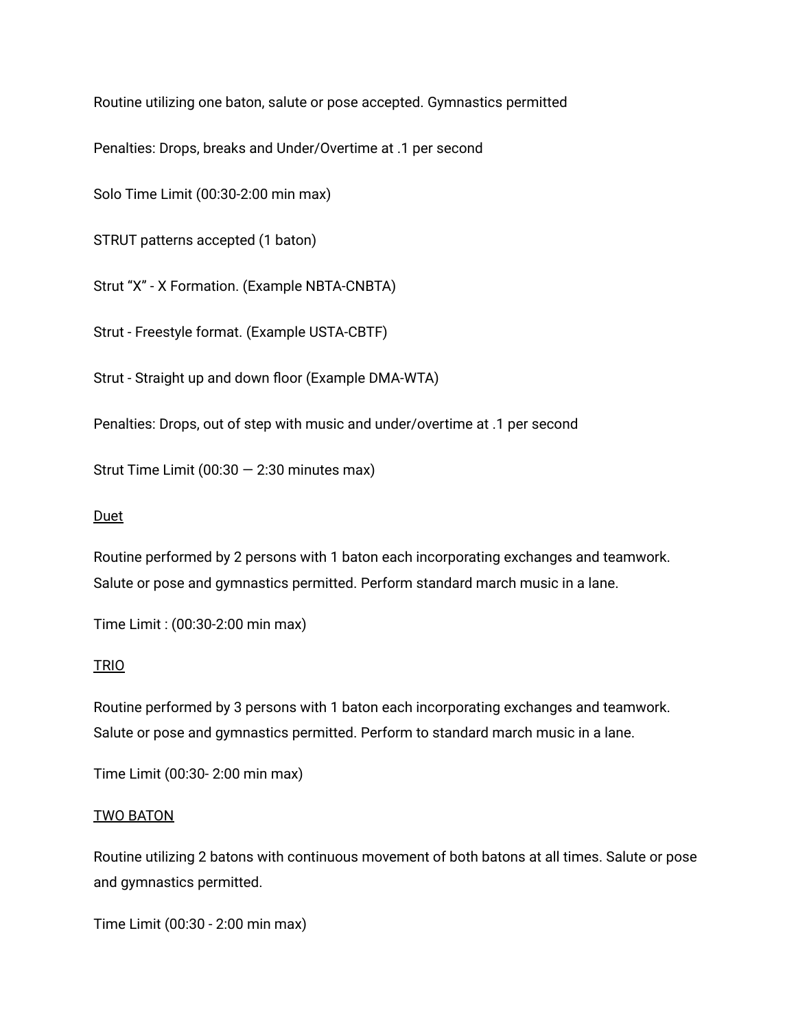Routine utilizing one baton, salute or pose accepted. Gymnastics permitted

Penalties: Drops, breaks and Under/Overtime at .1 per second

Solo Time Limit (00:30-2:00 min max)

STRUT patterns accepted (1 baton)

Strut “X” - X Formation. (Example NBTA-CNBTA)

Strut - Freestyle format. (Example USTA-CBTF)

Strut - Straight up and down floor (Example DMA-WTA)

Penalties: Drops, out of step with music and under/overtime at .1 per second

Strut Time Limit (00:30 — 2:30 minutes max)

<u>Duet</u>

Routine performed by 2 persons with 1 baton each incorporating exchanges and teamwork. Salute or pose and gymnastics permitted. Perform standard march music in a lane.

Time Limit : (00:30-2:00 min max)

<u>TRIO</u>

Routine performed by 3 persons with 1 baton each incorporating exchanges and teamwork. Salute or pose and gymnastics permitted. Perform to standard march music in a lane.

Time Limit (00:30- 2:00 min max)

<u>TWO BATON</u>

Routine utilizing 2 batons with continuous movement of both batons at all times. Salute or pose and gymnastics permitted.

Time Limit (00:30 - 2:00 min max)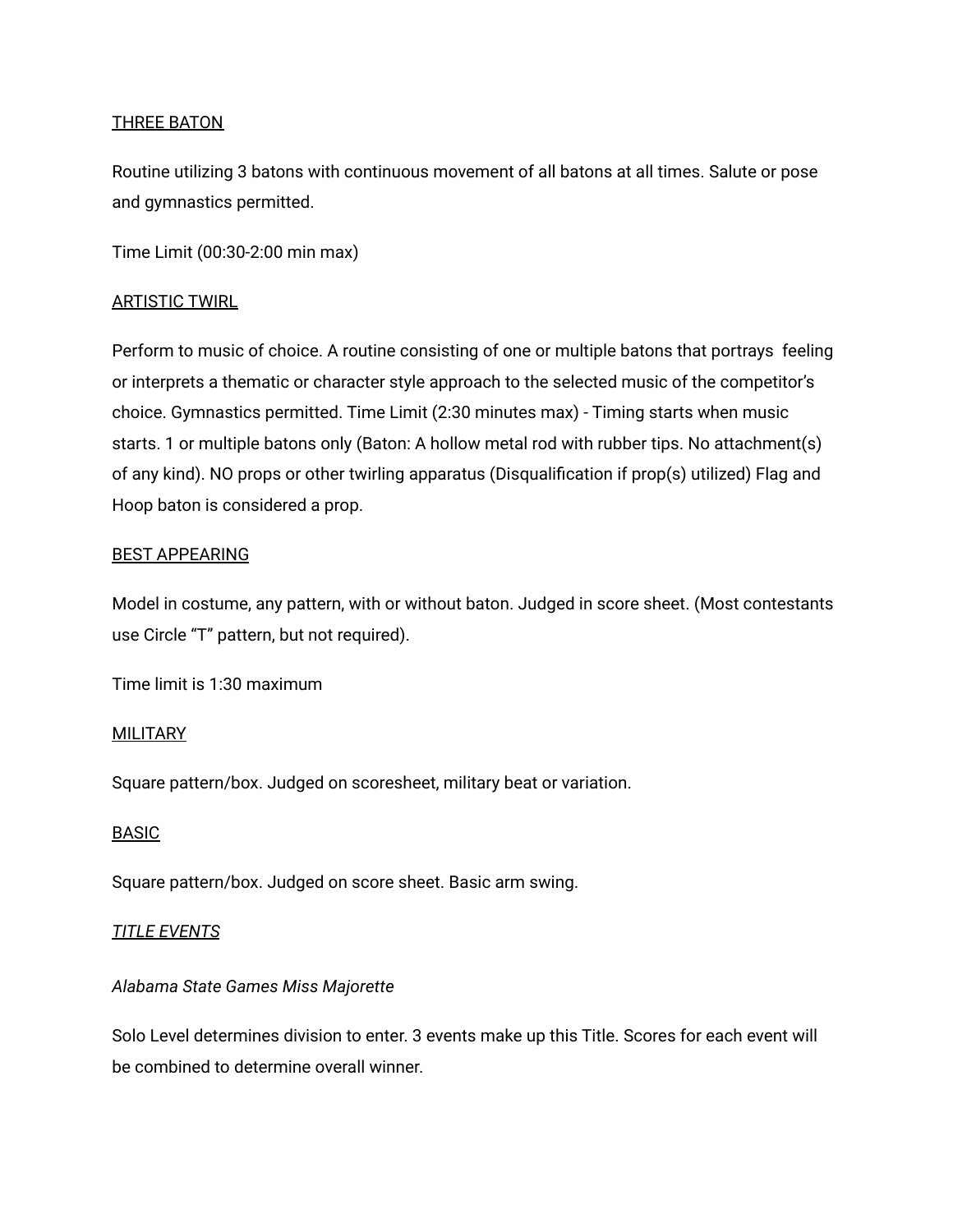<u>THREE BATON</u>

Routine utilizing 3 batons with continuous movement of all batons at all times. Salute or pose and gymnastics permitted.

Time Limit (00:30-2:00 min max)

<u>ARTISTIC TWIRL</u>

Perform to music of choice. A routine consisting of one or multiple batons that portrays feeling or interprets a thematic or character style approach to the selected music of the competitor's choice. Gymnastics permitted. Time Limit (2:30 minutes max) - Timing starts when music starts. 1 or multiple batons only (Baton: A hollow metal rod with rubber tips. No attachment(s) of any kind). NO props or other twirling apparatus (Disqualification if prop(s) utilized) Flag and Hoop baton is considered a prop.

<u>BEST APPEARING</u>

Model in costume, any pattern, with or without baton. Judged in score sheet. (Most contestants use Circle "T" pattern, but not required).

Time limit is 1:30 maximum

<u>MILITARY</u>

Square pattern/box. Judged on scoresheet, military beat or variation.

<u>BASIC</u>

Square pattern/box. Judged on score sheet. Basic arm swing.

*<u>TITLE EVENTS</u>*

*Alabama State Games Miss Majorette*

Solo Level determines division to enter. 3 events make up this Title. Scores for each event will be combined to determine overall winner.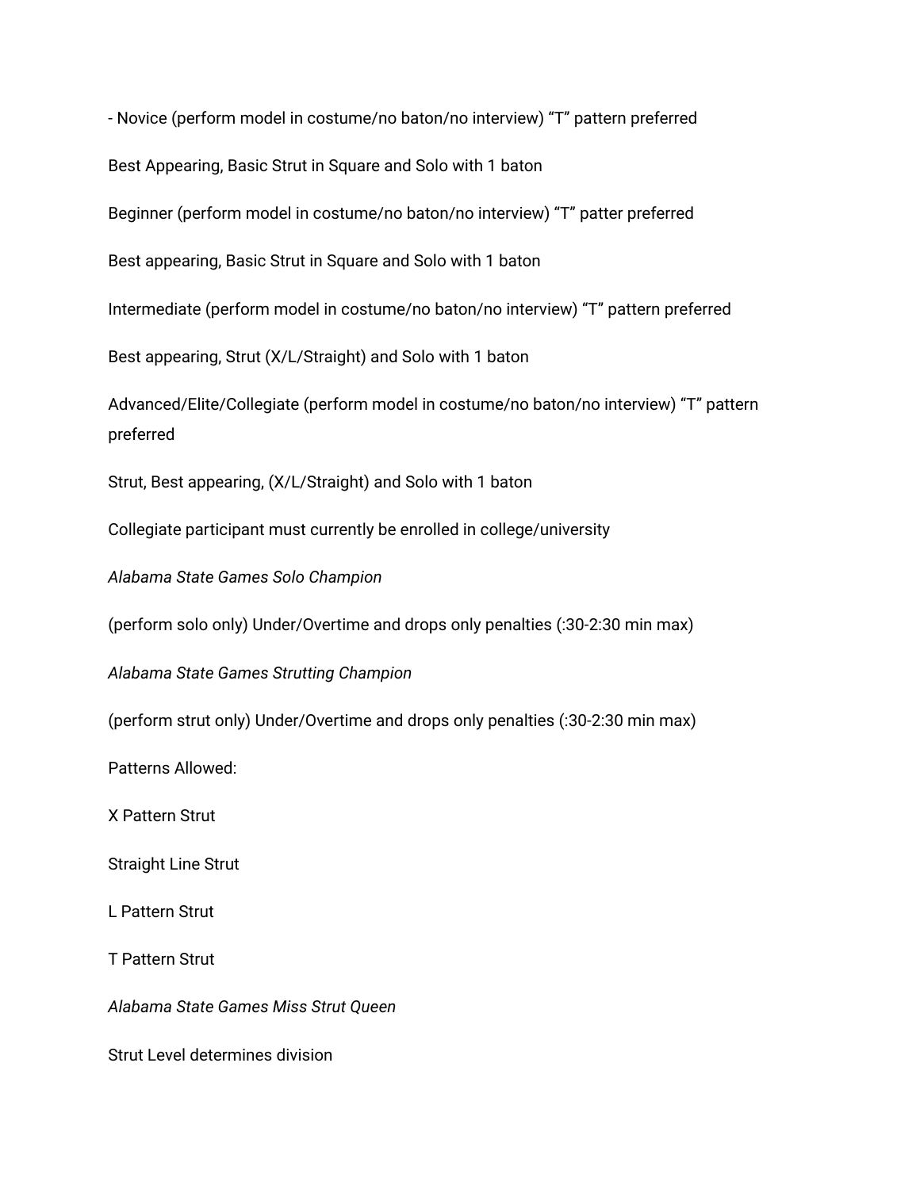- Novice (perform model in costume/no baton/no interview) “T” pattern preferred

Best Appearing, Basic Strut in Square and Solo with 1 baton

Beginner (perform model in costume/no baton/no interview) “T” patter preferred

Best appearing, Basic Strut in Square and Solo with 1 baton

Intermediate (perform model in costume/no baton/no interview) “T” pattern preferred

Best appearing, Strut (X/L/Straight) and Solo with 1 baton

Advanced/Elite/Collegiate (perform model in costume/no baton/no interview) “T” pattern preferred

Strut, Best appearing, (X/L/Straight) and Solo with 1 baton

Collegiate participant must currently be enrolled in college/university

*Alabama State Games Solo Champion*

(perform solo only) Under/Overtime and drops only penalties (:30-2:30 min max)

*Alabama State Games Strutting Champion*

(perform strut only) Under/Overtime and drops only penalties (:30-2:30 min max)

Patterns Allowed:

X Pattern Strut

Straight Line Strut

L Pattern Strut

T Pattern Strut

*Alabama State Games Miss Strut Queen*

Strut Level determines division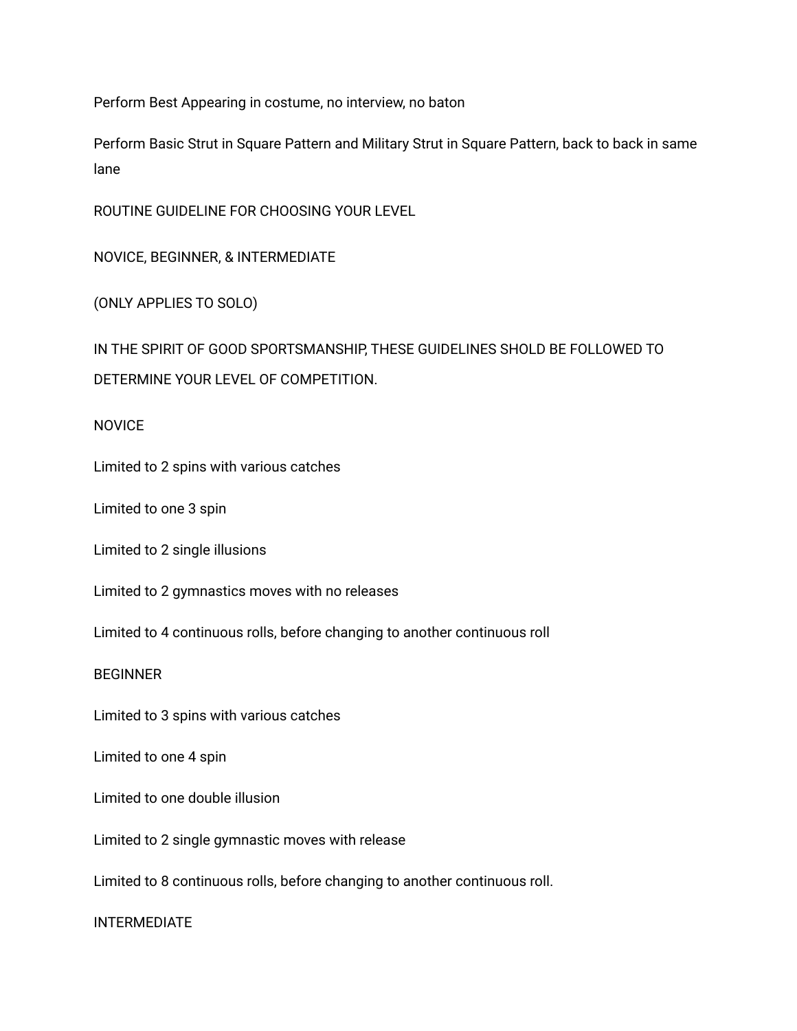Perform Best Appearing in costume, no interview, no baton

Perform Basic Strut in Square Pattern and Military Strut in Square Pattern, back to back in same lane

## ROUTINE GUIDELINE FOR CHOOSING YOUR LEVEL

## NOVICE, BEGINNER, & INTERMEDIATE

(ONLY APPLIES TO SOLO)

IN THE SPIRIT OF GOOD SPORTSMANSHIP, THESE GUIDELINES SHOLD BE FOLLOWED TO DETERMINE YOUR LEVEL OF COMPETITION.

### NOVICE

Limited to 2 spins with various catches

Limited to one 3 spin

Limited to 2 single illusions

Limited to 2 gymnastics moves with no releases

Limited to 4 continuous rolls, before changing to another continuous roll

### BEGINNER

Limited to 3 spins with various catches

Limited to one 4 spin

Limited to one double illusion

Limited to 2 single gymnastic moves with release

Limited to 8 continuous rolls, before changing to another continuous roll.

### INTERMEDIATE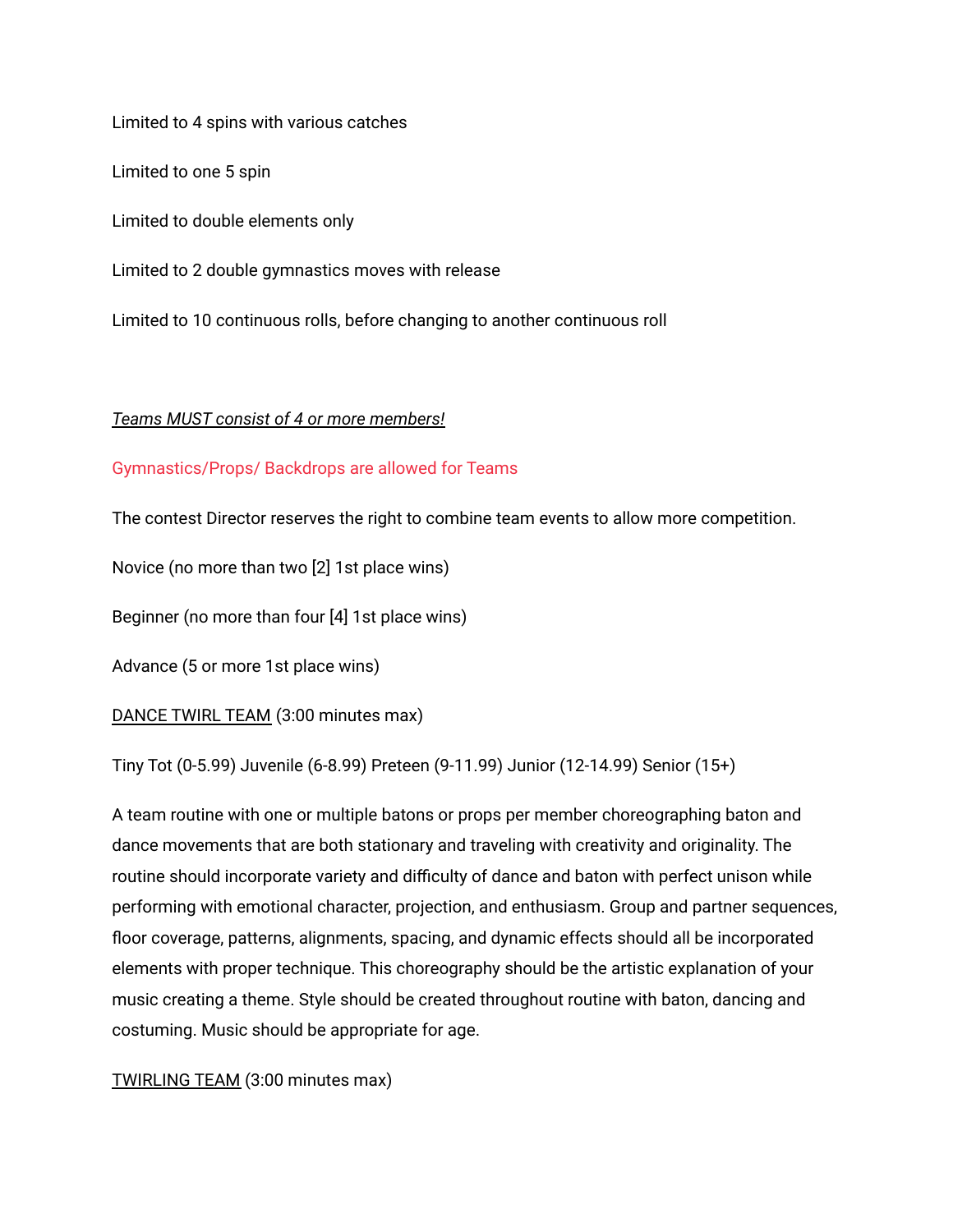Limited to 4 spins with various catches

Limited to one 5 spin

Limited to double elements only

Limited to 2 double gymnastics moves with release

Limited to 10 continuous rolls, before changing to another continuous roll

*Teams MUST consist of 4 or more members!*

Gymnastics/Props/ Backdrops are allowed for Teams

The contest Director reserves the right to combine team events to allow more competition.

Novice (no more than two [2] 1st place wins)

Beginner (no more than four [4] 1st place wins)

Advance (5 or more 1st place wins)

DANCE TWIRL TEAM (3:00 minutes max)

Tiny Tot (0-5.99) Juvenile (6-8.99) Preteen (9-11.99) Junior (12-14.99) Senior (15+)

A team routine with one or multiple batons or props per member choreographing baton and dance movements that are both stationary and traveling with creativity and originality. The routine should incorporate variety and difficulty of dance and baton with perfect unison while performing with emotional character, projection, and enthusiasm. Group and partner sequences, floor coverage, patterns, alignments, spacing, and dynamic effects should all be incorporated elements with proper technique. This choreography should be the artistic explanation of your music creating a theme. Style should be created throughout routine with baton, dancing and costuming. Music should be appropriate for age.

TWIRLING TEAM (3:00 minutes max)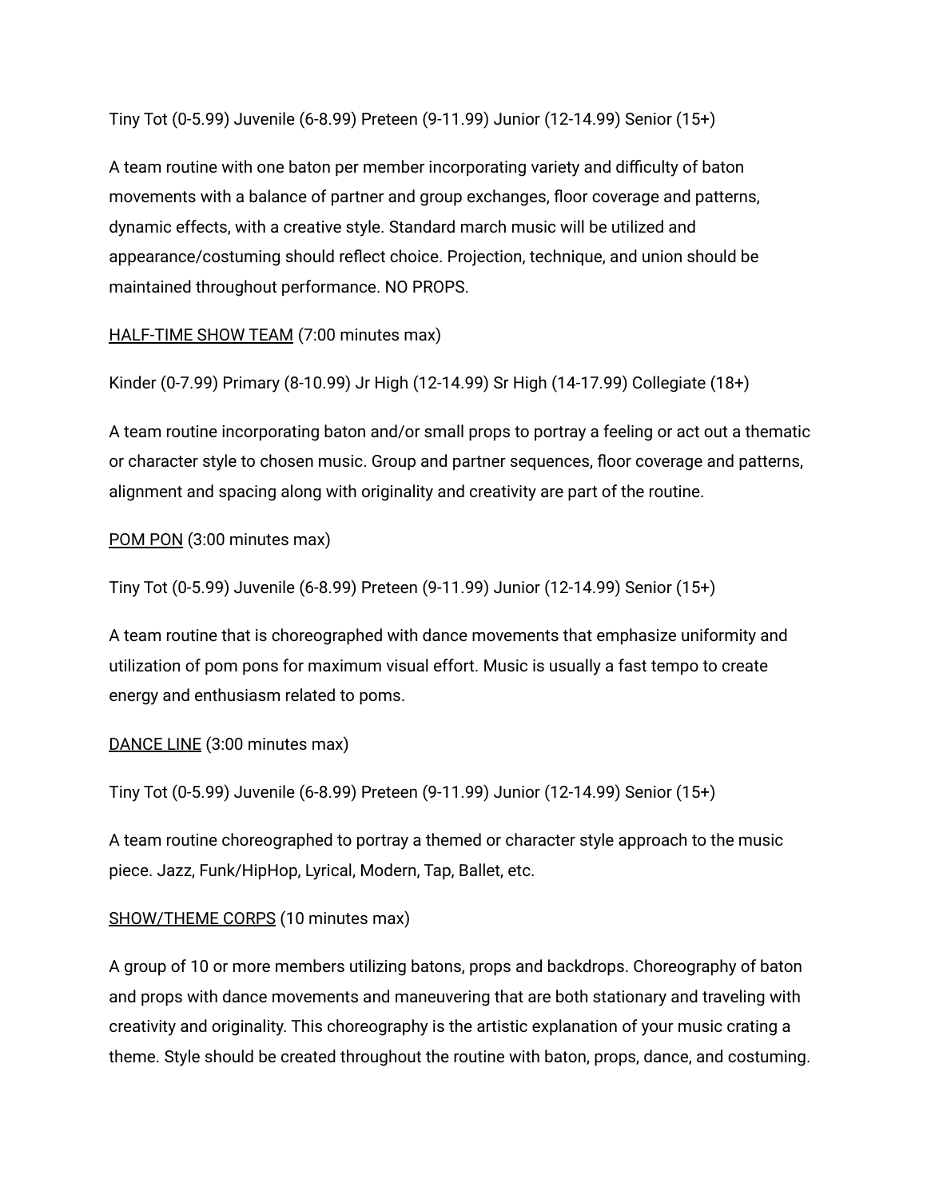Tiny Tot (0-5.99) Juvenile (6-8.99) Preteen (9-11.99) Junior (12-14.99) Senior (15+)

A team routine with one baton per member incorporating variety and difficulty of baton movements with a balance of partner and group exchanges, floor coverage and patterns, dynamic effects, with a creative style. Standard march music will be utilized and appearance/costuming should reflect choice. Projection, technique, and union should be maintained throughout performance. NO PROPS.

<u>HALF-TIME SHOW TEAM</u> (7:00 minutes max)

Kinder (0-7.99) Primary (8-10.99) Jr High (12-14.99) Sr High (14-17.99) Collegiate (18+)

A team routine incorporating baton and/or small props to portray a feeling or act out a thematic or character style to chosen music. Group and partner sequences, floor coverage and patterns, alignment and spacing along with originality and creativity are part of the routine.

<u>POM PON</u> (3:00 minutes max)

Tiny Tot (0-5.99) Juvenile (6-8.99) Preteen (9-11.99) Junior (12-14.99) Senior (15+)

A team routine that is choreographed with dance movements that emphasize uniformity and utilization of pom pons for maximum visual effort. Music is usually a fast tempo to create energy and enthusiasm related to poms.

<u>DANCE LINE</u> (3:00 minutes max)

Tiny Tot (0-5.99) Juvenile (6-8.99) Preteen (9-11.99) Junior (12-14.99) Senior (15+)

A team routine choreographed to portray a themed or character style approach to the music piece. Jazz, Funk/HipHop, Lyrical, Modern, Tap, Ballet, etc.

<u>SHOW/THEME CORPS</u> (10 minutes max)

A group of 10 or more members utilizing batons, props and backdrops. Choreography of baton and props with dance movements and maneuvering that are both stationary and traveling with creativity and originality. This choreography is the artistic explanation of your music crating a theme. Style should be created throughout the routine with baton, props, dance, and costuming.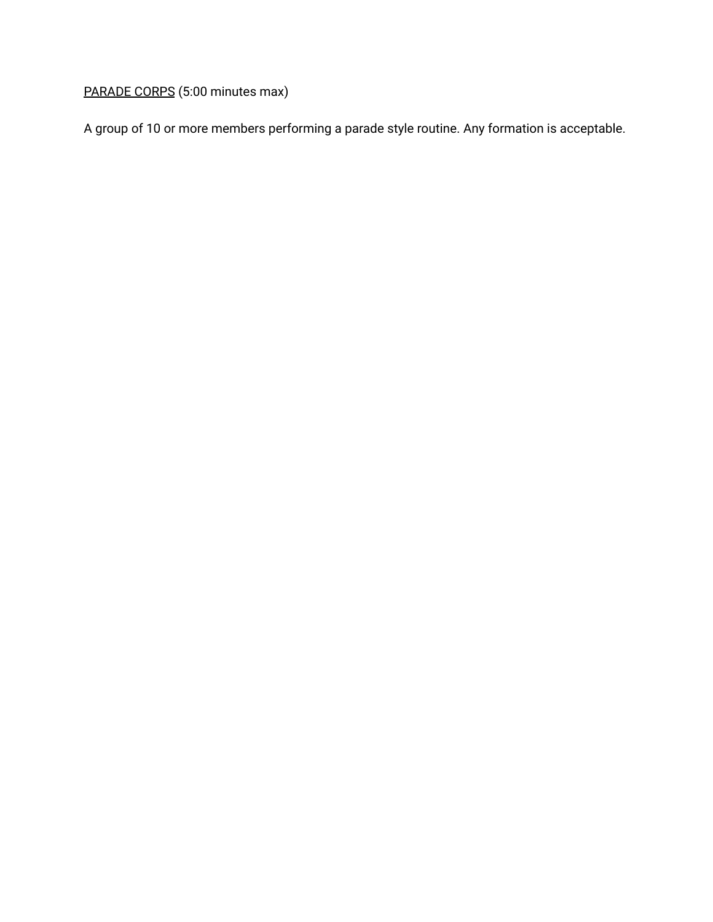<u>PARADE CORPS</u> (5:00 minutes max)

A group of 10 or more members performing a parade style routine. Any formation is acceptable.